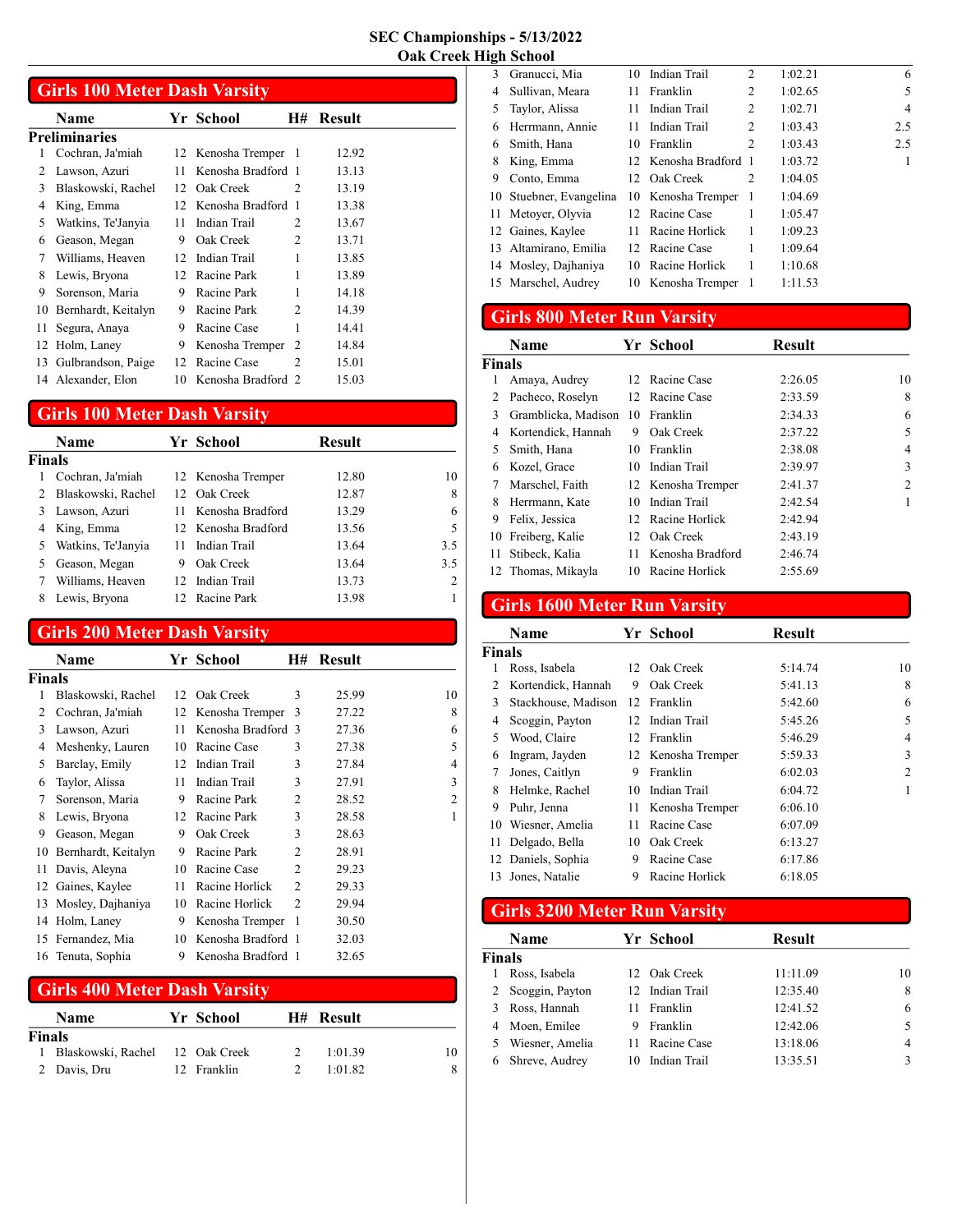# SEC Championships - 5/13/2022
## Oak Creek High School

## Girls 100 Meter Dash Varsity

**Preliminaries**

| | Name | Yr | School | H# | Result |
|---|---|---|---|---|---|
| 1 | Cochran, Ja'miah | 12 | Kenosha Tremper | 1 | 12.92 |
| 2 | Lawson, Azuri | 11 | Kenosha Bradford | 1 | 13.13 |
| 3 | Blaskowski, Rachel | 12 | Oak Creek | 2 | 13.19 |
| 4 | King, Emma | 12 | Kenosha Bradford | 1 | 13.38 |
| 5 | Watkins, Te'Janyia | 11 | Indian Trail | 2 | 13.67 |
| 6 | Geason, Megan | 9 | Oak Creek | 2 | 13.71 |
| 7 | Williams, Heaven | 12 | Indian Trail | 1 | 13.85 |
| 8 | Lewis, Bryona | 12 | Racine Park | 1 | 13.89 |
| 9 | Sorenson, Maria | 9 | Racine Park | 1 | 14.18 |
| 10 | Bernhardt, Keitalyn | 9 | Racine Park | 2 | 14.39 |
| 11 | Segura, Anaya | 9 | Racine Case | 1 | 14.41 |
| 12 | Holm, Laney | 9 | Kenosha Tremper | 2 | 14.84 |
| 13 | Gulbrandson, Paige | 12 | Racine Case | 2 | 15.01 |
| 14 | Alexander, Elon | 10 | Kenosha Bradford | 2 | 15.03 |

## Girls 100 Meter Dash Varsity

**Finals**

| | Name | Yr | School | Result | |
|---|---|---|---|---|---|
| 1 | Cochran, Ja'miah | 12 | Kenosha Tremper | 12.80 | 10 |
| 2 | Blaskowski, Rachel | 12 | Oak Creek | 12.87 | 8 |
| 3 | Lawson, Azuri | 11 | Kenosha Bradford | 13.29 | 6 |
| 4 | King, Emma | 12 | Kenosha Bradford | 13.56 | 5 |
| 5 | Watkins, Te'Janyia | 11 | Indian Trail | 13.64 | 3.5 |
| 5 | Geason, Megan | 9 | Oak Creek | 13.64 | 3.5 |
| 7 | Williams, Heaven | 12 | Indian Trail | 13.73 | 2 |
| 8 | Lewis, Bryona | 12 | Racine Park | 13.98 | 1 |

## Girls 200 Meter Dash Varsity

**Finals**

| | Name | Yr | School | H# | Result | |
|---|---|---|---|---|---|---|
| 1 | Blaskowski, Rachel | 12 | Oak Creek | 3 | 25.99 | 10 |
| 2 | Cochran, Ja'miah | 12 | Kenosha Tremper | 3 | 27.22 | 8 |
| 3 | Lawson, Azuri | 11 | Kenosha Bradford | 3 | 27.36 | 6 |
| 4 | Meshenky, Lauren | 10 | Racine Case | 3 | 27.38 | 5 |
| 5 | Barclay, Emily | 12 | Indian Trail | 3 | 27.84 | 4 |
| 6 | Taylor, Alissa | 11 | Indian Trail | 3 | 27.91 | 3 |
| 7 | Sorenson, Maria | 9 | Racine Park | 2 | 28.52 | 2 |
| 8 | Lewis, Bryona | 12 | Racine Park | 3 | 28.58 | 1 |
| 9 | Geason, Megan | 9 | Oak Creek | 3 | 28.63 | |
| 10 | Bernhardt, Keitalyn | 9 | Racine Park | 2 | 28.91 | |
| 11 | Davis, Aleyna | 10 | Racine Case | 2 | 29.23 | |
| 12 | Gaines, Kaylee | 11 | Racine Horlick | 2 | 29.33 | |
| 13 | Mosley, Dajhaniya | 10 | Racine Horlick | 2 | 29.94 | |
| 14 | Holm, Laney | 9 | Kenosha Tremper | 1 | 30.50 | |
| 15 | Fernandez, Mia | 10 | Kenosha Bradford | 1 | 32.03 | |
| 16 | Tenuta, Sophia | 9 | Kenosha Bradford | 1 | 32.65 | |

## Girls 400 Meter Dash Varsity

**Finals**

| | Name | Yr | School | H# | Result | |
|---|---|---|---|---|---|---|
| 1 | Blaskowski, Rachel | 12 | Oak Creek | 2 | 1:01.39 | 10 |
| 2 | Davis, Dru | 12 | Franklin | 2 | 1:01.82 | 8 |
| 3 | Granucci, Mia | 10 | Indian Trail | 2 | 1:02.21 | 6 |
| 4 | Sullivan, Meara | 11 | Franklin | 2 | 1:02.65 | 5 |
| 5 | Taylor, Alissa | 11 | Indian Trail | 2 | 1:02.71 | 4 |
| 6 | Herrmann, Annie | 11 | Indian Trail | 2 | 1:03.43 | 2.5 |
| 6 | Smith, Hana | 10 | Franklin | 2 | 1:03.43 | 2.5 |
| 8 | King, Emma | 12 | Kenosha Bradford | 1 | 1:03.72 | 1 |
| 9 | Conto, Emma | 12 | Oak Creek | 2 | 1:04.05 | |
| 10 | Stuebner, Evangelina | 10 | Kenosha Tremper | 1 | 1:04.69 | |
| 11 | Metoyer, Olyvia | 12 | Racine Case | 1 | 1:05.47 | |
| 12 | Gaines, Kaylee | 11 | Racine Horlick | 1 | 1:09.23 | |
| 13 | Altamirano, Emilia | 12 | Racine Case | 1 | 1:09.64 | |
| 14 | Mosley, Dajhaniya | 10 | Racine Horlick | 1 | 1:10.68 | |
| 15 | Marschel, Audrey | 10 | Kenosha Tremper | 1 | 1:11.53 | |

## Girls 800 Meter Run Varsity

**Finals**

| | Name | Yr | School | Result | |
|---|---|---|---|---|---|
| 1 | Amaya, Audrey | 12 | Racine Case | 2:26.05 | 10 |
| 2 | Pacheco, Roselyn | 12 | Racine Case | 2:33.59 | 8 |
| 3 | Gramblicka, Madison | 10 | Franklin | 2:34.33 | 6 |
| 4 | Kortendick, Hannah | 9 | Oak Creek | 2:37.22 | 5 |
| 5 | Smith, Hana | 10 | Franklin | 2:38.08 | 4 |
| 6 | Kozel, Grace | 10 | Indian Trail | 2:39.97 | 3 |
| 7 | Marschel, Faith | 12 | Kenosha Tremper | 2:41.37 | 2 |
| 8 | Herrmann, Kate | 10 | Indian Trail | 2:42.54 | 1 |
| 9 | Felix, Jessica | 12 | Racine Horlick | 2:42.94 | |
| 10 | Freiberg, Kalie | 12 | Oak Creek | 2:43.19 | |
| 11 | Stibeck, Kalia | 11 | Kenosha Bradford | 2:46.74 | |
| 12 | Thomas, Mikayla | 10 | Racine Horlick | 2:55.69 | |

## Girls 1600 Meter Run Varsity

**Finals**

| | Name | Yr | School | Result | |
|---|---|---|---|---|---|
| 1 | Ross, Isabela | 12 | Oak Creek | 5:14.74 | 10 |
| 2 | Kortendick, Hannah | 9 | Oak Creek | 5:41.13 | 8 |
| 3 | Stackhouse, Madison | 12 | Franklin | 5:42.60 | 6 |
| 4 | Scoggin, Payton | 12 | Indian Trail | 5:45.26 | 5 |
| 5 | Wood, Claire | 12 | Franklin | 5:46.29 | 4 |
| 6 | Ingram, Jayden | 12 | Kenosha Tremper | 5:59.33 | 3 |
| 7 | Jones, Caitlyn | 9 | Franklin | 6:02.03 | 2 |
| 8 | Helmke, Rachel | 10 | Indian Trail | 6:04.72 | 1 |
| 9 | Puhr, Jenna | 11 | Kenosha Tremper | 6:06.10 | |
| 10 | Wiesner, Amelia | 11 | Racine Case | 6:07.09 | |
| 11 | Delgado, Bella | 10 | Oak Creek | 6:13.27 | |
| 12 | Daniels, Sophia | 9 | Racine Case | 6:17.86 | |
| 13 | Jones, Natalie | 9 | Racine Horlick | 6:18.05 | |

## Girls 3200 Meter Run Varsity

**Finals**

| | Name | Yr | School | Result | |
|---|---|---|---|---|---|
| 1 | Ross, Isabela | 12 | Oak Creek | 11:11.09 | 10 |
| 2 | Scoggin, Payton | 12 | Indian Trail | 12:35.40 | 8 |
| 3 | Ross, Hannah | 11 | Franklin | 12:41.52 | 6 |
| 4 | Moen, Emilee | 9 | Franklin | 12:42.06 | 5 |
| 5 | Wiesner, Amelia | 11 | Racine Case | 13:18.06 | 4 |
| 6 | Shreve, Audrey | 10 | Indian Trail | 13:35.51 | 3 |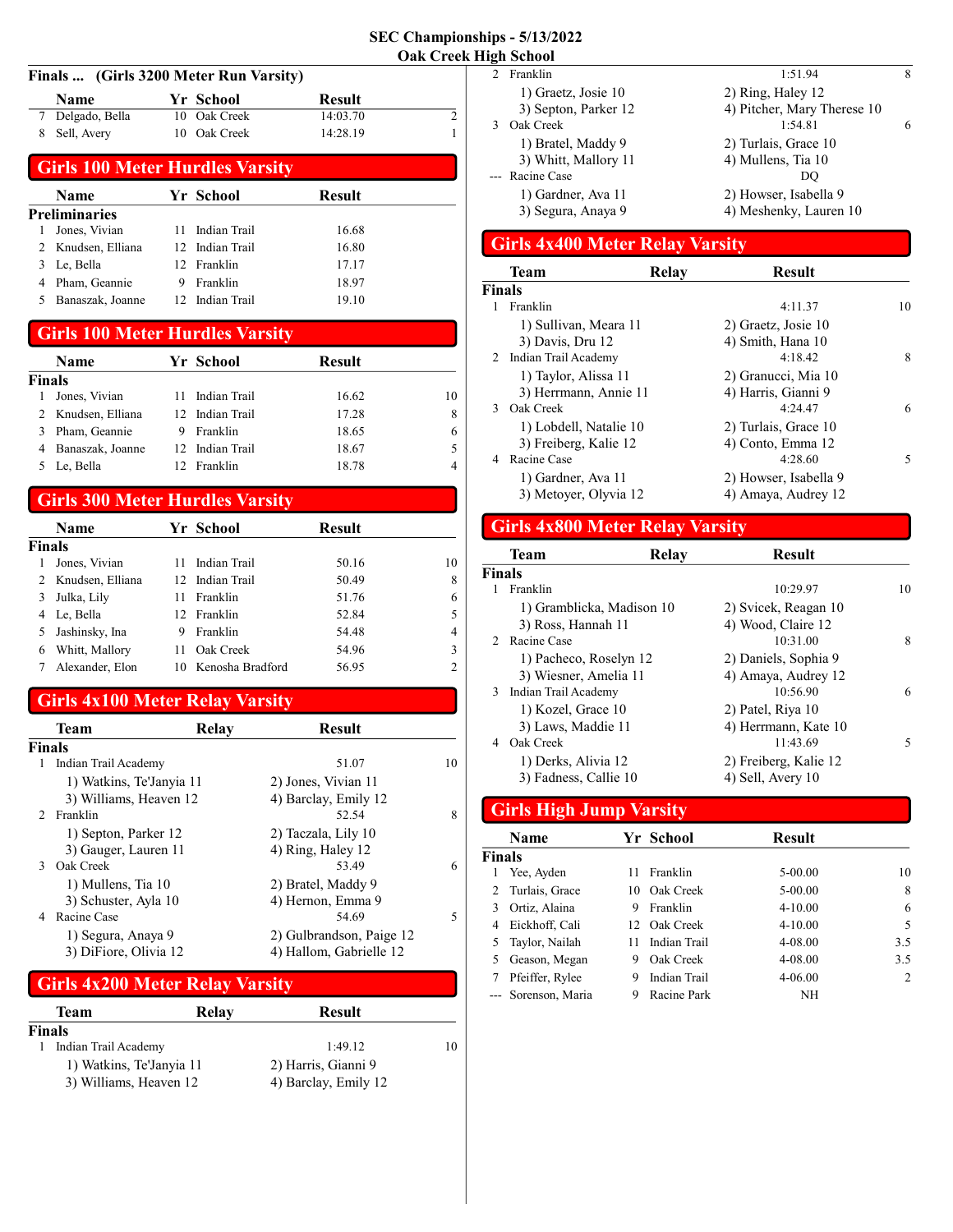## SEC Championships - 5/13/2022
## Oak Creek High School

### Finals ... (Girls 3200 Meter Run Varsity)

| | Name | Yr | School | Result | |
|---|---|---|---|---|---|
| 7 | Delgado, Bella | 10 | Oak Creek | 14:03.70 | 2 |
| 8 | Sell, Avery | 10 | Oak Creek | 14:28.19 | 1 |

## Girls 100 Meter Hurdles Varsity

**Preliminaries**

| | Name | Yr | School | Result |
|---|---|---|---|---|
| 1 | Jones, Vivian | 11 | Indian Trail | 16.68 |
| 2 | Knudsen, Elliana | 12 | Indian Trail | 16.80 |
| 3 | Le, Bella | 12 | Franklin | 17.17 |
| 4 | Pham, Geannie | 9 | Franklin | 18.97 |
| 5 | Banaszak, Joanne | 12 | Indian Trail | 19.10 |

## Girls 100 Meter Hurdles Varsity

**Finals**

| | Name | Yr | School | Result | |
|---|---|---|---|---|---|
| 1 | Jones, Vivian | 11 | Indian Trail | 16.62 | 10 |
| 2 | Knudsen, Elliana | 12 | Indian Trail | 17.28 | 8 |
| 3 | Pham, Geannie | 9 | Franklin | 18.65 | 6 |
| 4 | Banaszak, Joanne | 12 | Indian Trail | 18.67 | 5 |
| 5 | Le, Bella | 12 | Franklin | 18.78 | 4 |

## Girls 300 Meter Hurdles Varsity

**Finals**

| | Name | Yr | School | Result | |
|---|---|---|---|---|---|
| 1 | Jones, Vivian | 11 | Indian Trail | 50.16 | 10 |
| 2 | Knudsen, Elliana | 12 | Indian Trail | 50.49 | 8 |
| 3 | Julka, Lily | 11 | Franklin | 51.76 | 6 |
| 4 | Le, Bella | 12 | Franklin | 52.84 | 5 |
| 5 | Jashinsky, Ina | 9 | Franklin | 54.48 | 4 |
| 6 | Whitt, Mallory | 11 | Oak Creek | 54.96 | 3 |
| 7 | Alexander, Elon | 10 | Kenosha Bradford | 56.95 | 2 |

## Girls 4x100 Meter Relay Varsity

**Finals**

| | Team | Relay | Result | |
|---|---|---|---|---|
| 1 | Indian Trail Academy | | 51.07 | 10 |
| | 1) Watkins, Te'Janyia 11 | 2) Jones, Vivian 11 | | |
| | 3) Williams, Heaven 12 | 4) Barclay, Emily 12 | | |
| 2 | Franklin | | 52.54 | 8 |
| | 1) Septon, Parker 12 | 2) Taczala, Lily 10 | | |
| | 3) Gauger, Lauren 11 | 4) Ring, Haley 12 | | |
| 3 | Oak Creek | | 53.49 | 6 |
| | 1) Mullens, Tia 10 | 2) Bratel, Maddy 9 | | |
| | 3) Schuster, Ayla 10 | 4) Hernon, Emma 9 | | |
| 4 | Racine Case | | 54.69 | 5 |
| | 1) Segura, Anaya 9 | 2) Gulbrandson, Paige 12 | | |
| | 3) DiFiore, Olivia 12 | 4) Hallom, Gabrielle 12 | | |

## Girls 4x200 Meter Relay Varsity

**Finals**

| | Team | Relay | Result | |
|---|---|---|---|---|
| 1 | Indian Trail Academy | | 1:49.12 | 10 |
| | 1) Watkins, Te'Janyia 11 | 2) Harris, Gianni 9 | | |
| | 3) Williams, Heaven 12 | 4) Barclay, Emily 12 | | |
| 2 | Franklin | | 1:51.94 | 8 |
| | 1) Graetz, Josie 10 | 2) Ring, Haley 12 | | |
| | 3) Septon, Parker 12 | 4) Pitcher, Mary Therese 10 | | |
| 3 | Oak Creek | | 1:54.81 | 6 |
| | 1) Bratel, Maddy 9 | 2) Turlais, Grace 10 | | |
| | 3) Whitt, Mallory 11 | 4) Mullens, Tia 10 | | |
| --- | Racine Case | | DQ | |
| | 1) Gardner, Ava 11 | 2) Howser, Isabella 9 | | |
| | 3) Segura, Anaya 9 | 4) Meshenky, Lauren 10 | | |

## Girls 4x400 Meter Relay Varsity

**Finals**

| | Team | Relay | Result | |
|---|---|---|---|---|
| 1 | Franklin | | 4:11.37 | 10 |
| | 1) Sullivan, Meara 11 | 2) Graetz, Josie 10 | | |
| | 3) Davis, Dru 12 | 4) Smith, Hana 10 | | |
| 2 | Indian Trail Academy | | 4:18.42 | 8 |
| | 1) Taylor, Alissa 11 | 2) Granucci, Mia 10 | | |
| | 3) Herrmann, Annie 11 | 4) Harris, Gianni 9 | | |
| 3 | Oak Creek | | 4:24.47 | 6 |
| | 1) Lobdell, Natalie 10 | 2) Turlais, Grace 10 | | |
| | 3) Freiberg, Kalie 12 | 4) Conto, Emma 12 | | |
| 4 | Racine Case | | 4:28.60 | 5 |
| | 1) Gardner, Ava 11 | 2) Howser, Isabella 9 | | |
| | 3) Metoyer, Olyvia 12 | 4) Amaya, Audrey 12 | | |

## Girls 4x800 Meter Relay Varsity

**Finals**

| | Team | Relay | Result | |
|---|---|---|---|---|
| 1 | Franklin | | 10:29.97 | 10 |
| | 1) Gramblicka, Madison 10 | 2) Svicek, Reagan 10 | | |
| | 3) Ross, Hannah 11 | 4) Wood, Claire 12 | | |
| 2 | Racine Case | | 10:31.00 | 8 |
| | 1) Pacheco, Roselyn 12 | 2) Daniels, Sophia 9 | | |
| | 3) Wiesner, Amelia 11 | 4) Amaya, Audrey 12 | | |
| 3 | Indian Trail Academy | | 10:56.90 | 6 |
| | 1) Kozel, Grace 10 | 2) Patel, Riya 10 | | |
| | 3) Laws, Maddie 11 | 4) Herrmann, Kate 10 | | |
| 4 | Oak Creek | | 11:43.69 | 5 |
| | 1) Derks, Alivia 12 | 2) Freiberg, Kalie 12 | | |
| | 3) Fadness, Callie 10 | 4) Sell, Avery 10 | | |

## Girls High Jump Varsity

**Finals**

| | Name | Yr | School | Result | |
|---|---|---|---|---|---|
| 1 | Yee, Ayden | 11 | Franklin | 5-00.00 | 10 |
| 2 | Turlais, Grace | 10 | Oak Creek | 5-00.00 | 8 |
| 3 | Ortiz, Alaina | 9 | Franklin | 4-10.00 | 6 |
| 4 | Eickhoff, Cali | 12 | Oak Creek | 4-10.00 | 5 |
| 5 | Taylor, Nailah | 11 | Indian Trail | 4-08.00 | 3.5 |
| 5 | Geason, Megan | 9 | Oak Creek | 4-08.00 | 3.5 |
| 7 | Pfeiffer, Rylee | 9 | Indian Trail | 4-06.00 | 2 |
| --- | Sorenson, Maria | 9 | Racine Park | NH | |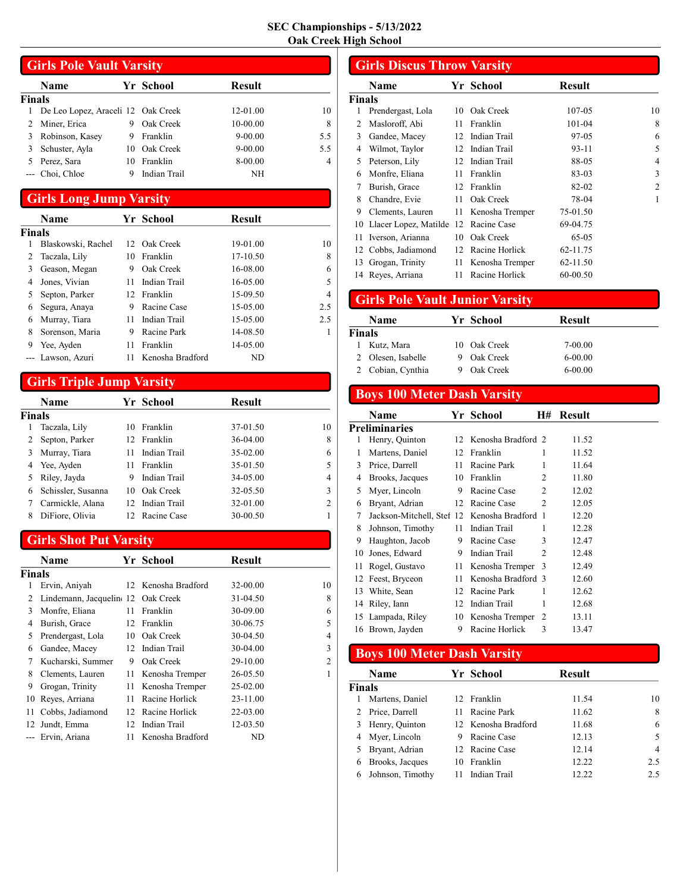# SEC Championships - 5/13/2022
## Oak Creek High School

## Girls Pole Vault Varsity

**Finals**

| | Name | Yr | School | Result | |
|---|---|---|---|---|---|
| 1 | De Leo Lopez, Araceli | 12 | Oak Creek | 12-01.00 | 10 |
| 2 | Miner, Erica | 9 | Oak Creek | 10-00.00 | 8 |
| 3 | Robinson, Kasey | 9 | Franklin | 9-00.00 | 5.5 |
| 3 | Schuster, Ayla | 10 | Oak Creek | 9-00.00 | 5.5 |
| 5 | Perez, Sara | 10 | Franklin | 8-00.00 | 4 |
| --- | Choi, Chloe | 9 | Indian Trail | NH | |

## Girls Long Jump Varsity

**Finals**

| | Name | Yr | School | Result | |
|---|---|---|---|---|---|
| 1 | Blaskowski, Rachel | 12 | Oak Creek | 19-01.00 | 10 |
| 2 | Taczala, Lily | 10 | Franklin | 17-10.50 | 8 |
| 3 | Geason, Megan | 9 | Oak Creek | 16-08.00 | 6 |
| 4 | Jones, Vivian | 11 | Indian Trail | 16-05.00 | 5 |
| 5 | Septon, Parker | 12 | Franklin | 15-09.50 | 4 |
| 6 | Segura, Anaya | 9 | Racine Case | 15-05.00 | 2.5 |
| 6 | Murray, Tiara | 11 | Indian Trail | 15-05.00 | 2.5 |
| 8 | Sorenson, Maria | 9 | Racine Park | 14-08.50 | 1 |
| 9 | Yee, Ayden | 11 | Franklin | 14-05.00 | |
| --- | Lawson, Azuri | 11 | Kenosha Bradford | ND | |

## Girls Triple Jump Varsity

**Finals**

| | Name | Yr | School | Result | |
|---|---|---|---|---|---|
| 1 | Taczala, Lily | 10 | Franklin | 37-01.50 | 10 |
| 2 | Septon, Parker | 12 | Franklin | 36-04.00 | 8 |
| 3 | Murray, Tiara | 11 | Indian Trail | 35-02.00 | 6 |
| 4 | Yee, Ayden | 11 | Franklin | 35-01.50 | 5 |
| 5 | Riley, Jayda | 9 | Indian Trail | 34-05.00 | 4 |
| 6 | Schissler, Susanna | 10 | Oak Creek | 32-05.50 | 3 |
| 7 | Carmickle, Alana | 12 | Indian Trail | 32-01.00 | 2 |
| 8 | DiFiore, Olivia | 12 | Racine Case | 30-00.50 | 1 |

## Girls Shot Put Varsity

**Finals**

| | Name | Yr | School | Result | |
|---|---|---|---|---|---|
| 1 | Ervin, Aniyah | 12 | Kenosha Bradford | 32-00.00 | 10 |
| 2 | Lindemann, Jacqueline | 12 | Oak Creek | 31-04.50 | 8 |
| 3 | Monfre, Eliana | 11 | Franklin | 30-09.00 | 6 |
| 4 | Burish, Grace | 12 | Franklin | 30-06.75 | 5 |
| 5 | Prendergast, Lola | 10 | Oak Creek | 30-04.50 | 4 |
| 6 | Gandee, Macey | 12 | Indian Trail | 30-04.00 | 3 |
| 7 | Kucharski, Summer | 9 | Oak Creek | 29-10.00 | 2 |
| 8 | Clements, Lauren | 11 | Kenosha Tremper | 26-05.50 | 1 |
| 9 | Grogan, Trinity | 11 | Kenosha Tremper | 25-02.00 | |
| 10 | Reyes, Arriana | 11 | Racine Horlick | 23-11.00 | |
| 11 | Cobbs, Jadiamond | 12 | Racine Horlick | 22-03.00 | |
| 12 | Jundt, Emma | 12 | Indian Trail | 12-03.50 | |
| --- | Ervin, Ariana | 11 | Kenosha Bradford | ND | |

## Girls Discus Throw Varsity

**Finals**

| | Name | Yr | School | Result | |
|---|---|---|---|---|---|
| 1 | Prendergast, Lola | 10 | Oak Creek | 107-05 | 10 |
| 2 | Masloroff, Abi | 11 | Franklin | 101-04 | 8 |
| 3 | Gandee, Macey | 12 | Indian Trail | 97-05 | 6 |
| 4 | Wilmot, Taylor | 12 | Indian Trail | 93-11 | 5 |
| 5 | Peterson, Lily | 12 | Indian Trail | 88-05 | 4 |
| 6 | Monfre, Eliana | 11 | Franklin | 83-03 | 3 |
| 7 | Burish, Grace | 12 | Franklin | 82-02 | 2 |
| 8 | Chandre, Evie | 11 | Oak Creek | 78-04 | 1 |
| 9 | Clements, Lauren | 11 | Kenosha Tremper | 75-01.50 | |
| 10 | Llacer Lopez, Matilde | 12 | Racine Case | 69-04.75 | |
| 11 | Iverson, Arianna | 10 | Oak Creek | 65-05 | |
| 12 | Cobbs, Jadiamond | 12 | Racine Horlick | 62-11.75 | |
| 13 | Grogan, Trinity | 11 | Kenosha Tremper | 62-11.50 | |
| 14 | Reyes, Arriana | 11 | Racine Horlick | 60-00.50 | |

## Girls Pole Vault Junior Varsity

**Finals**

| | Name | Yr | School | Result |
|---|---|---|---|---|
| 1 | Kutz, Mara | 10 | Oak Creek | 7-00.00 |
| 2 | Olesen, Isabelle | 9 | Oak Creek | 6-00.00 |
| 2 | Cobian, Cynthia | 9 | Oak Creek | 6-00.00 |

## Boys 100 Meter Dash Varsity

**Preliminaries**

| | Name | Yr | School | H# | Result |
|---|---|---|---|---|---|
| 1 | Henry, Quinton | 12 | Kenosha Bradford | 2 | 11.52 |
| 1 | Martens, Daniel | 12 | Franklin | 1 | 11.52 |
| 3 | Price, Darrell | 11 | Racine Park | 1 | 11.64 |
| 4 | Brooks, Jacques | 10 | Franklin | 2 | 11.80 |
| 5 | Myer, Lincoln | 9 | Racine Case | 2 | 12.02 |
| 6 | Bryant, Adrian | 12 | Racine Case | 2 | 12.05 |
| 7 | Jackson-Mitchell, Stef | 12 | Kenosha Bradford | 1 | 12.20 |
| 8 | Johnson, Timothy | 11 | Indian Trail | 1 | 12.28 |
| 9 | Haughton, Jacob | 9 | Racine Case | 3 | 12.47 |
| 10 | Jones, Edward | 9 | Indian Trail | 2 | 12.48 |
| 11 | Rogel, Gustavo | 11 | Kenosha Tremper | 3 | 12.49 |
| 12 | Feest, Bryceon | 11 | Kenosha Bradford | 3 | 12.60 |
| 13 | White, Sean | 12 | Racine Park | 1 | 12.62 |
| 14 | Riley, Iann | 12 | Indian Trail | 1 | 12.68 |
| 15 | Lampada, Riley | 10 | Kenosha Tremper | 2 | 13.11 |
| 16 | Brown, Jayden | 9 | Racine Horlick | 3 | 13.47 |

## Boys 100 Meter Dash Varsity

**Finals**

| | Name | Yr | School | Result | |
|---|---|---|---|---|---|
| 1 | Martens, Daniel | 12 | Franklin | 11.54 | 10 |
| 2 | Price, Darrell | 11 | Racine Park | 11.62 | 8 |
| 3 | Henry, Quinton | 12 | Kenosha Bradford | 11.68 | 6 |
| 4 | Myer, Lincoln | 9 | Racine Case | 12.13 | 5 |
| 5 | Bryant, Adrian | 12 | Racine Case | 12.14 | 4 |
| 6 | Brooks, Jacques | 10 | Franklin | 12.22 | 2.5 |
| 6 | Johnson, Timothy | 11 | Indian Trail | 12.22 | 2.5 |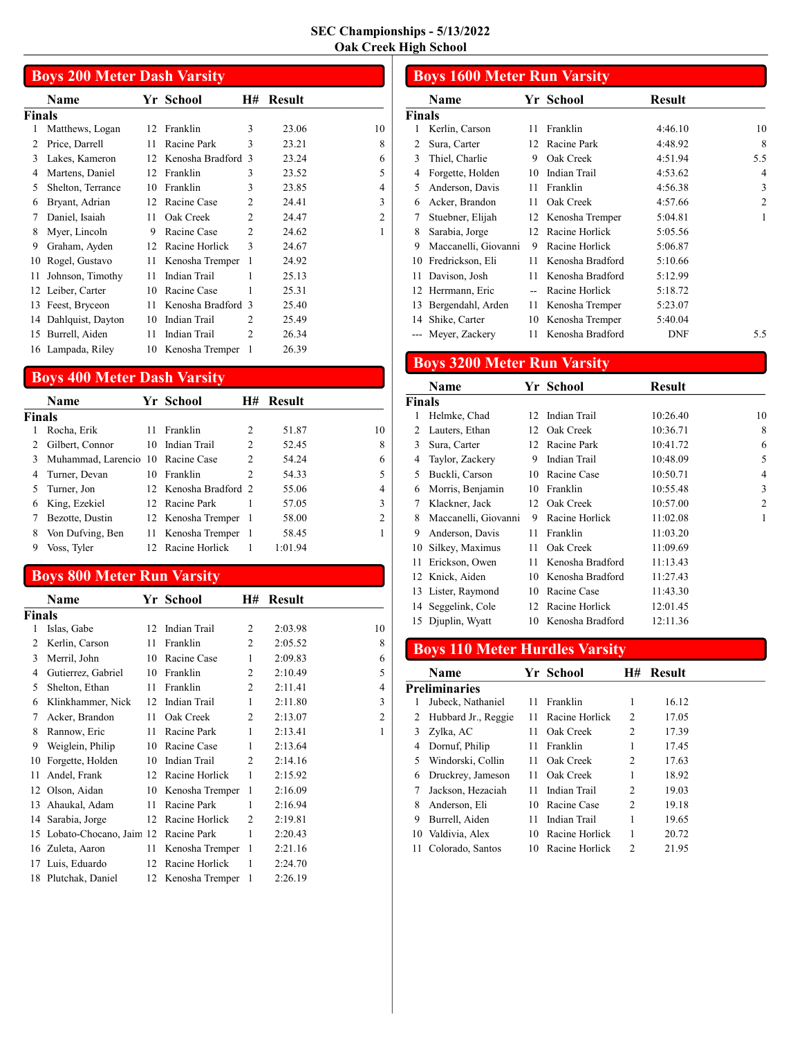# SEC Championships - 5/13/2022
## Oak Creek High School

## Boys 200 Meter Dash Varsity

| | Name | Yr | School | H# | Result | |
|---|---|---|---|---|---|---|
| **Finals** | | | | | | |
| 1 | Matthews, Logan | 12 | Franklin | 3 | 23.06 | 10 |
| 2 | Price, Darrell | 11 | Racine Park | 3 | 23.21 | 8 |
| 3 | Lakes, Kameron | 12 | Kenosha Bradford | 3 | 23.24 | 6 |
| 4 | Martens, Daniel | 12 | Franklin | 3 | 23.52 | 5 |
| 5 | Shelton, Terrance | 10 | Franklin | 3 | 23.85 | 4 |
| 6 | Bryant, Adrian | 12 | Racine Case | 2 | 24.41 | 3 |
| 7 | Daniel, Isaiah | 11 | Oak Creek | 2 | 24.47 | 2 |
| 8 | Myer, Lincoln | 9 | Racine Case | 2 | 24.62 | 1 |
| 9 | Graham, Ayden | 12 | Racine Horlick | 3 | 24.67 | |
| 10 | Rogel, Gustavo | 11 | Kenosha Tremper | 1 | 24.92 | |
| 11 | Johnson, Timothy | 11 | Indian Trail | 1 | 25.13 | |
| 12 | Leiber, Carter | 10 | Racine Case | 1 | 25.31 | |
| 13 | Feest, Bryceon | 11 | Kenosha Bradford | 3 | 25.40 | |
| 14 | Dahlquist, Dayton | 10 | Indian Trail | 2 | 25.49 | |
| 15 | Burrell, Aiden | 11 | Indian Trail | 2 | 26.34 | |
| 16 | Lampada, Riley | 10 | Kenosha Tremper | 1 | 26.39 | |

## Boys 400 Meter Dash Varsity

| | Name | Yr | School | H# | Result | |
|---|---|---|---|---|---|---|
| **Finals** | | | | | | |
| 1 | Rocha, Erik | 11 | Franklin | 2 | 51.87 | 10 |
| 2 | Gilbert, Connor | 10 | Indian Trail | 2 | 52.45 | 8 |
| 3 | Muhammad, Larencio | 10 | Racine Case | 2 | 54.24 | 6 |
| 4 | Turner, Devan | 10 | Franklin | 2 | 54.33 | 5 |
| 5 | Turner, Jon | 12 | Kenosha Bradford | 2 | 55.06 | 4 |
| 6 | King, Ezekiel | 12 | Racine Park | 1 | 57.05 | 3 |
| 7 | Bezotte, Dustin | 12 | Kenosha Tremper | 1 | 58.00 | 2 |
| 8 | Von Dufving, Ben | 11 | Kenosha Tremper | 1 | 58.45 | 1 |
| 9 | Voss, Tyler | 12 | Racine Horlick | 1 | 1:01.94 | |

## Boys 800 Meter Run Varsity

| | Name | Yr | School | H# | Result | |
|---|---|---|---|---|---|---|
| **Finals** | | | | | | |
| 1 | Islas, Gabe | 12 | Indian Trail | 2 | 2:03.98 | 10 |
| 2 | Kerlin, Carson | 11 | Franklin | 2 | 2:05.52 | 8 |
| 3 | Merril, John | 10 | Racine Case | 1 | 2:09.83 | 6 |
| 4 | Gutierrez, Gabriel | 10 | Franklin | 2 | 2:10.49 | 5 |
| 5 | Shelton, Ethan | 11 | Franklin | 2 | 2:11.41 | 4 |
| 6 | Klinkhammer, Nick | 12 | Indian Trail | 1 | 2:11.80 | 3 |
| 7 | Acker, Brandon | 11 | Oak Creek | 2 | 2:13.07 | 2 |
| 8 | Rannow, Eric | 11 | Racine Park | 1 | 2:13.41 | 1 |
| 9 | Weiglein, Philip | 10 | Racine Case | 1 | 2:13.64 | |
| 10 | Forgette, Holden | 10 | Indian Trail | 2 | 2:14.16 | |
| 11 | Andel, Frank | 12 | Racine Horlick | 1 | 2:15.92 | |
| 12 | Olson, Aidan | 10 | Kenosha Tremper | 1 | 2:16.09 | |
| 13 | Ahaukal, Adam | 11 | Racine Park | 1 | 2:16.94 | |
| 14 | Sarabia, Jorge | 12 | Racine Horlick | 2 | 2:19.81 | |
| 15 | Lobato-Chocano, Jaim | 12 | Racine Park | 1 | 2:20.43 | |
| 16 | Zuleta, Aaron | 11 | Kenosha Tremper | 1 | 2:21.16 | |
| 17 | Luis, Eduardo | 12 | Racine Horlick | 1 | 2:24.70 | |
| 18 | Plutchak, Daniel | 12 | Kenosha Tremper | 1 | 2:26.19 | |

## Boys 1600 Meter Run Varsity

| | Name | Yr | School | Result | |
|---|---|---|---|---|---|
| **Finals** | | | | | |
| 1 | Kerlin, Carson | 11 | Franklin | 4:46.10 | 10 |
| 2 | Sura, Carter | 12 | Racine Park | 4:48.92 | 8 |
| 3 | Thiel, Charlie | 9 | Oak Creek | 4:51.94 | 5.5 |
| 4 | Forgette, Holden | 10 | Indian Trail | 4:53.62 | 4 |
| 5 | Anderson, Davis | 11 | Franklin | 4:56.38 | 3 |
| 6 | Acker, Brandon | 11 | Oak Creek | 4:57.66 | 2 |
| 7 | Stuebner, Elijah | 12 | Kenosha Tremper | 5:04.81 | 1 |
| 8 | Sarabia, Jorge | 12 | Racine Horlick | 5:05.56 | |
| 9 | Maccanelli, Giovanni | 9 | Racine Horlick | 5:06.87 | |
| 10 | Fredrickson, Eli | 11 | Kenosha Bradford | 5:10.66 | |
| 11 | Davison, Josh | 11 | Kenosha Bradford | 5:12.99 | |
| 12 | Herrmann, Eric | -- | Racine Horlick | 5:18.72 | |
| 13 | Bergendahl, Arden | 11 | Kenosha Tremper | 5:23.07 | |
| 14 | Shike, Carter | 10 | Kenosha Tremper | 5:40.04 | |
| --- | Meyer, Zackery | 11 | Kenosha Bradford | DNF | 5.5 |

## Boys 3200 Meter Run Varsity

| | Name | Yr | School | Result | |
|---|---|---|---|---|---|
| **Finals** | | | | | |
| 1 | Helmke, Chad | 12 | Indian Trail | 10:26.40 | 10 |
| 2 | Lauters, Ethan | 12 | Oak Creek | 10:36.71 | 8 |
| 3 | Sura, Carter | 12 | Racine Park | 10:41.72 | 6 |
| 4 | Taylor, Zackery | 9 | Indian Trail | 10:48.09 | 5 |
| 5 | Buckli, Carson | 10 | Racine Case | 10:50.71 | 4 |
| 6 | Morris, Benjamin | 10 | Franklin | 10:55.48 | 3 |
| 7 | Klackner, Jack | 12 | Oak Creek | 10:57.00 | 2 |
| 8 | Maccanelli, Giovanni | 9 | Racine Horlick | 11:02.08 | 1 |
| 9 | Anderson, Davis | 11 | Franklin | 11:03.20 | |
| 10 | Silkey, Maximus | 11 | Oak Creek | 11:09.69 | |
| 11 | Erickson, Owen | 11 | Kenosha Bradford | 11:13.43 | |
| 12 | Knick, Aiden | 10 | Kenosha Bradford | 11:27.43 | |
| 13 | Lister, Raymond | 10 | Racine Case | 11:43.30 | |
| 14 | Seggelink, Cole | 12 | Racine Horlick | 12:01.45 | |
| 15 | Djuplin, Wyatt | 10 | Kenosha Bradford | 12:11.36 | |

## Boys 110 Meter Hurdles Varsity

| | Name | Yr | School | H# | Result |
|---|---|---|---|---|---|
| **Preliminaries** | | | | | |
| 1 | Jubeck, Nathaniel | 11 | Franklin | 1 | 16.12 |
| 2 | Hubbard Jr., Reggie | 11 | Racine Horlick | 2 | 17.05 |
| 3 | Zylka, AC | 11 | Oak Creek | 2 | 17.39 |
| 4 | Dornuf, Philip | 11 | Franklin | 1 | 17.45 |
| 5 | Windorski, Collin | 11 | Oak Creek | 2 | 17.63 |
| 6 | Druckrey, Jameson | 11 | Oak Creek | 1 | 18.92 |
| 7 | Jackson, Hezaciah | 11 | Indian Trail | 2 | 19.03 |
| 8 | Anderson, Eli | 10 | Racine Case | 2 | 19.18 |
| 9 | Burrell, Aiden | 11 | Indian Trail | 1 | 19.65 |
| 10 | Valdivia, Alex | 10 | Racine Horlick | 1 | 20.72 |
| 11 | Colorado, Santos | 10 | Racine Horlick | 2 | 21.95 |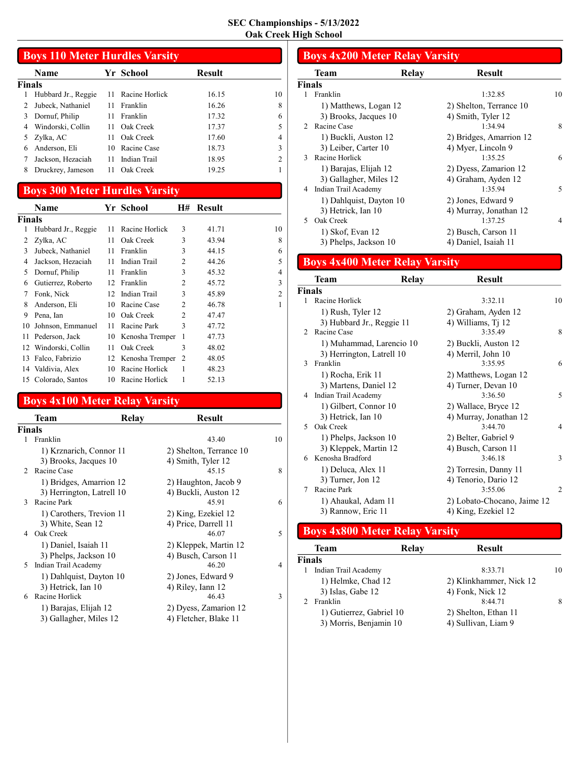# SEC Championships - 5/13/2022
# Oak Creek High School

## Boys 110 Meter Hurdles Varsity

| | Name | Yr | School | Result | |
|---|---|---|---|---|---|
| **Finals** | | | | | |
| 1 | Hubbard Jr., Reggie | 11 | Racine Horlick | 16.15 | 10 |
| 2 | Jubeck, Nathaniel | 11 | Franklin | 16.26 | 8 |
| 3 | Dornuf, Philip | 11 | Franklin | 17.32 | 6 |
| 4 | Windorski, Collin | 11 | Oak Creek | 17.37 | 5 |
| 5 | Zylka, AC | 11 | Oak Creek | 17.60 | 4 |
| 6 | Anderson, Eli | 10 | Racine Case | 18.73 | 3 |
| 7 | Jackson, Hezaciah | 11 | Indian Trail | 18.95 | 2 |
| 8 | Druckrey, Jameson | 11 | Oak Creek | 19.25 | 1 |

## Boys 300 Meter Hurdles Varsity

| | Name | Yr | School | H# | Result | |
|---|---|---|---|---|---|---|
| **Finals** | | | | | | |
| 1 | Hubbard Jr., Reggie | 11 | Racine Horlick | 3 | 41.71 | 10 |
| 2 | Zylka, AC | 11 | Oak Creek | 3 | 43.94 | 8 |
| 3 | Jubeck, Nathaniel | 11 | Franklin | 3 | 44.15 | 6 |
| 4 | Jackson, Hezaciah | 11 | Indian Trail | 2 | 44.26 | 5 |
| 5 | Dornuf, Philip | 11 | Franklin | 3 | 45.32 | 4 |
| 6 | Gutierrez, Roberto | 12 | Franklin | 2 | 45.72 | 3 |
| 7 | Fonk, Nick | 12 | Indian Trail | 3 | 45.89 | 2 |
| 8 | Anderson, Eli | 10 | Racine Case | 2 | 46.78 | 1 |
| 9 | Pena, Ian | 10 | Oak Creek | 2 | 47.47 | |
| 10 | Johnson, Emmanuel | 11 | Racine Park | 3 | 47.72 | |
| 11 | Pederson, Jack | 10 | Kenosha Tremper | 1 | 47.73 | |
| 12 | Windorski, Collin | 11 | Oak Creek | 3 | 48.02 | |
| 13 | Falco, Fabrizio | 12 | Kenosha Tremper | 2 | 48.05 | |
| 14 | Valdivia, Alex | 10 | Racine Horlick | 1 | 48.23 | |
| 15 | Colorado, Santos | 10 | Racine Horlick | 1 | 52.13 | |

## Boys 4x100 Meter Relay Varsity

| | Team | Relay | Result | |
|---|---|---|---|---|
| **Finals** | | | | |
| 1 | Franklin | | 43.40 | 10 |
| | 1) Krznarich, Connor 11 | | 2) Shelton, Terrance 10 | |
| | 3) Brooks, Jacques 10 | | 4) Smith, Tyler 12 | |
| 2 | Racine Case | | 45.15 | 8 |
| | 1) Bridges, Amarrion 12 | | 2) Haughton, Jacob 9 | |
| | 3) Herrington, Latrell 10 | | 4) Buckli, Auston 12 | |
| 3 | Racine Park | | 45.91 | 6 |
| | 1) Carothers, Trevion 11 | | 2) King, Ezekiel 12 | |
| | 3) White, Sean 12 | | 4) Price, Darrell 11 | |
| 4 | Oak Creek | | 46.07 | 5 |
| | 1) Daniel, Isaiah 11 | | 2) Kleppek, Martin 12 | |
| | 3) Phelps, Jackson 10 | | 4) Busch, Carson 11 | |
| 5 | Indian Trail Academy | | 46.20 | 4 |
| | 1) Dahlquist, Dayton 10 | | 2) Jones, Edward 9 | |
| | 3) Hetrick, Ian 10 | | 4) Riley, Iann 12 | |
| 6 | Racine Horlick | | 46.43 | 3 |
| | 1) Barajas, Elijah 12 | | 2) Dyess, Zamarion 12 | |
| | 3) Gallagher, Miles 12 | | 4) Fletcher, Blake 11 | |

## Boys 4x200 Meter Relay Varsity

| | Team | Relay | Result | |
|---|---|---|---|---|
| **Finals** | | | | |
| 1 | Franklin | | 1:32.85 | 10 |
| | 1) Matthews, Logan 12 | | 2) Shelton, Terrance 10 | |
| | 3) Brooks, Jacques 10 | | 4) Smith, Tyler 12 | |
| 2 | Racine Case | | 1:34.94 | 8 |
| | 1) Buckli, Auston 12 | | 2) Bridges, Amarrion 12 | |
| | 3) Leiber, Carter 10 | | 4) Myer, Lincoln 9 | |
| 3 | Racine Horlick | | 1:35.25 | 6 |
| | 1) Barajas, Elijah 12 | | 2) Dyess, Zamarion 12 | |
| | 3) Gallagher, Miles 12 | | 4) Graham, Ayden 12 | |
| 4 | Indian Trail Academy | | 1:35.94 | 5 |
| | 1) Dahlquist, Dayton 10 | | 2) Jones, Edward 9 | |
| | 3) Hetrick, Ian 10 | | 4) Murray, Jonathan 12 | |
| 5 | Oak Creek | | 1:37.25 | 4 |
| | 1) Skof, Evan 12 | | 2) Busch, Carson 11 | |
| | 3) Phelps, Jackson 10 | | 4) Daniel, Isaiah 11 | |

## Boys 4x400 Meter Relay Varsity

| | Team | Relay | Result | |
|---|---|---|---|---|
| **Finals** | | | | |
| 1 | Racine Horlick | | 3:32.11 | 10 |
| | 1) Rush, Tyler 12 | | 2) Graham, Ayden 12 | |
| | 3) Hubbard Jr., Reggie 11 | | 4) Williams, Tj 12 | |
| 2 | Racine Case | | 3:35.49 | 8 |
| | 1) Muhammad, Larencio 10 | | 2) Buckli, Auston 12 | |
| | 3) Herrington, Latrell 10 | | 4) Merril, John 10 | |
| 3 | Franklin | | 3:35.95 | 6 |
| | 1) Rocha, Erik 11 | | 2) Matthews, Logan 12 | |
| | 3) Martens, Daniel 12 | | 4) Turner, Devan 10 | |
| 4 | Indian Trail Academy | | 3:36.50 | 5 |
| | 1) Gilbert, Connor 10 | | 2) Wallace, Bryce 12 | |
| | 3) Hetrick, Ian 10 | | 4) Murray, Jonathan 12 | |
| 5 | Oak Creek | | 3:44.70 | 4 |
| | 1) Phelps, Jackson 10 | | 2) Belter, Gabriel 9 | |
| | 3) Kleppek, Martin 12 | | 4) Busch, Carson 11 | |
| 6 | Kenosha Bradford | | 3:46.18 | 3 |
| | 1) Deluca, Alex 11 | | 2) Torresin, Danny 11 | |
| | 3) Turner, Jon 12 | | 4) Tenorio, Dario 12 | |
| 7 | Racine Park | | 3:55.06 | 2 |
| | 1) Ahaukal, Adam 11 | | 2) Lobato-Chocano, Jaime 12 | |
| | 3) Rannow, Eric 11 | | 4) King, Ezekiel 12 | |

## Boys 4x800 Meter Relay Varsity

| | Team | Relay | Result | |
|---|---|---|---|---|
| **Finals** | | | | |
| 1 | Indian Trail Academy | | 8:33.71 | 10 |
| | 1) Helmke, Chad 12 | | 2) Klinkhammer, Nick 12 | |
| | 3) Islas, Gabe 12 | | 4) Fonk, Nick 12 | |
| 2 | Franklin | | 8:44.71 | 8 |
| | 1) Gutierrez, Gabriel 10 | | 2) Shelton, Ethan 11 | |
| | 3) Morris, Benjamin 10 | | 4) Sullivan, Liam 9 | |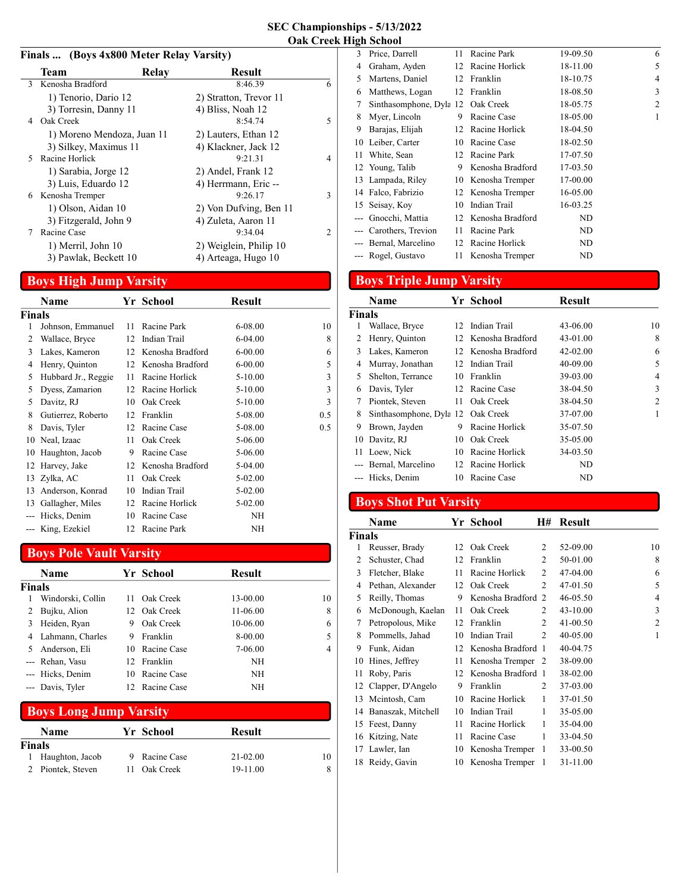# SEC Championships - 5/13/2022
## Oak Creek High School

### Finals ... (Boys 4x800 Meter Relay Varsity)

| | Team | Relay | Result | |
|---|---|---|---|---|
| 3 | Kenosha Bradford | | 8:46.39 | 6 |
| | 1) Tenorio, Dario 12 | | 2) Stratton, Trevor 11 | |
| | 3) Torresin, Danny 11 | | 4) Bliss, Noah 12 | |
| 4 | Oak Creek | | 8:54.74 | 5 |
| | 1) Moreno Mendoza, Juan 11 | | 2) Lauters, Ethan 12 | |
| | 3) Silkey, Maximus 11 | | 4) Klackner, Jack 12 | |
| 5 | Racine Horlick | | 9:21.31 | 4 |
| | 1) Sarabia, Jorge 12 | | 2) Andel, Frank 12 | |
| | 3) Luis, Eduardo 12 | | 4) Herrmann, Eric -- | |
| 6 | Kenosha Tremper | | 9:26.17 | 3 |
| | 1) Olson, Aidan 10 | | 2) Von Dufving, Ben 11 | |
| | 3) Fitzgerald, John 9 | | 4) Zuleta, Aaron 11 | |
| 7 | Racine Case | | 9:34.04 | 2 |
| | 1) Merril, John 10 | | 2) Weiglein, Philip 10 | |
| | 3) Pawlak, Beckett 10 | | 4) Arteaga, Hugo 10 | |

## Boys High Jump Varsity

**Finals**

| | Name | Yr | School | Result | |
|---|---|---|---|---|---|
| 1 | Johnson, Emmanuel | 11 | Racine Park | 6-08.00 | 10 |
| 2 | Wallace, Bryce | 12 | Indian Trail | 6-04.00 | 8 |
| 3 | Lakes, Kameron | 12 | Kenosha Bradford | 6-00.00 | 6 |
| 4 | Henry, Quinton | 12 | Kenosha Bradford | 6-00.00 | 5 |
| 5 | Hubbard Jr., Reggie | 11 | Racine Horlick | 5-10.00 | 3 |
| 5 | Dyess, Zamarion | 12 | Racine Horlick | 5-10.00 | 3 |
| 5 | Davitz, RJ | 10 | Oak Creek | 5-10.00 | 3 |
| 8 | Gutierrez, Roberto | 12 | Franklin | 5-08.00 | 0.5 |
| 8 | Davis, Tyler | 12 | Racine Case | 5-08.00 | 0.5 |
| 10 | Neal, Izaac | 11 | Oak Creek | 5-06.00 | |
| 10 | Haughton, Jacob | 9 | Racine Case | 5-06.00 | |
| 12 | Harvey, Jake | 12 | Kenosha Bradford | 5-04.00 | |
| 13 | Zylka, AC | 11 | Oak Creek | 5-02.00 | |
| 13 | Anderson, Konrad | 10 | Indian Trail | 5-02.00 | |
| 13 | Gallagher, Miles | 12 | Racine Horlick | 5-02.00 | |
| --- | Hicks, Denim | 10 | Racine Case | NH | |
| --- | King, Ezekiel | 12 | Racine Park | NH | |

## Boys Pole Vault Varsity

**Finals**

| | Name | Yr | School | Result | |
|---|---|---|---|---|---|
| 1 | Windorski, Collin | 11 | Oak Creek | 13-00.00 | 10 |
| 2 | Bujku, Alion | 12 | Oak Creek | 11-06.00 | 8 |
| 3 | Heiden, Ryan | 9 | Oak Creek | 10-06.00 | 6 |
| 4 | Lahmann, Charles | 9 | Franklin | 8-00.00 | 5 |
| 5 | Anderson, Eli | 10 | Racine Case | 7-06.00 | 4 |
| --- | Rehan, Vasu | 12 | Franklin | NH | |
| --- | Hicks, Denim | 10 | Racine Case | NH | |
| --- | Davis, Tyler | 12 | Racine Case | NH | |

## Boys Long Jump Varsity

**Finals**

| | Name | Yr | School | Result | |
|---|---|---|---|---|---|
| 1 | Haughton, Jacob | 9 | Racine Case | 21-02.00 | 10 |
| 2 | Piontek, Steven | 11 | Oak Creek | 19-11.00 | 8 |
| 3 | Price, Darrell | 11 | Racine Park | 19-09.50 | 6 |
| 4 | Graham, Ayden | 12 | Racine Horlick | 18-11.00 | 5 |
| 5 | Martens, Daniel | 12 | Franklin | 18-10.75 | 4 |
| 6 | Matthews, Logan | 12 | Franklin | 18-08.50 | 3 |
| 7 | Sinthasomphone, Dyla | 12 | Oak Creek | 18-05.75 | 2 |
| 8 | Myer, Lincoln | 9 | Racine Case | 18-05.00 | 1 |
| 9 | Barajas, Elijah | 12 | Racine Horlick | 18-04.50 | |
| 10 | Leiber, Carter | 10 | Racine Case | 18-02.50 | |
| 11 | White, Sean | 12 | Racine Park | 17-07.50 | |
| 12 | Young, Talib | 9 | Kenosha Bradford | 17-03.50 | |
| 13 | Lampada, Riley | 10 | Kenosha Tremper | 17-00.00 | |
| 14 | Falco, Fabrizio | 12 | Kenosha Tremper | 16-05.00 | |
| 15 | Seisay, Koy | 10 | Indian Trail | 16-03.25 | |
| --- | Gnocchi, Mattia | 12 | Kenosha Bradford | ND | |
| --- | Carothers, Trevion | 11 | Racine Park | ND | |
| --- | Bernal, Marcelino | 12 | Racine Horlick | ND | |
| --- | Rogel, Gustavo | 11 | Kenosha Tremper | ND | |

## Boys Triple Jump Varsity

**Finals**

| | Name | Yr | School | Result | |
|---|---|---|---|---|---|
| 1 | Wallace, Bryce | 12 | Indian Trail | 43-06.00 | 10 |
| 2 | Henry, Quinton | 12 | Kenosha Bradford | 43-01.00 | 8 |
| 3 | Lakes, Kameron | 12 | Kenosha Bradford | 42-02.00 | 6 |
| 4 | Murray, Jonathan | 12 | Indian Trail | 40-09.00 | 5 |
| 5 | Shelton, Terrance | 10 | Franklin | 39-03.00 | 4 |
| 6 | Davis, Tyler | 12 | Racine Case | 38-04.50 | 3 |
| 7 | Piontek, Steven | 11 | Oak Creek | 38-04.50 | 2 |
| 8 | Sinthasomphone, Dyla | 12 | Oak Creek | 37-07.00 | 1 |
| 9 | Brown, Jayden | 9 | Racine Horlick | 35-07.50 | |
| 10 | Davitz, RJ | 10 | Oak Creek | 35-05.00 | |
| 11 | Loew, Nick | 10 | Racine Horlick | 34-03.50 | |
| --- | Bernal, Marcelino | 12 | Racine Horlick | ND | |
| --- | Hicks, Denim | 10 | Racine Case | ND | |

## Boys Shot Put Varsity

**Finals**

| | Name | Yr | School | H# | Result | |
|---|---|---|---|---|---|---|
| 1 | Reusser, Brady | 12 | Oak Creek | 2 | 52-09.00 | 10 |
| 2 | Schuster, Chad | 12 | Franklin | 2 | 50-01.00 | 8 |
| 3 | Fletcher, Blake | 11 | Racine Horlick | 2 | 47-04.00 | 6 |
| 4 | Pethan, Alexander | 12 | Oak Creek | 2 | 47-01.50 | 5 |
| 5 | Reilly, Thomas | 9 | Kenosha Bradford | 2 | 46-05.50 | 4 |
| 6 | McDonough, Kaelan | 11 | Oak Creek | 2 | 43-10.00 | 3 |
| 7 | Petropolous, Mike | 12 | Franklin | 2 | 41-00.50 | 2 |
| 8 | Pommells, Jahad | 10 | Indian Trail | 2 | 40-05.00 | 1 |
| 9 | Funk, Aidan | 12 | Kenosha Bradford | 1 | 40-04.75 | |
| 10 | Hines, Jeffrey | 11 | Kenosha Tremper | 2 | 38-09.00 | |
| 11 | Roby, Paris | 12 | Kenosha Bradford | 1 | 38-02.00 | |
| 12 | Clapper, D'Angelo | 9 | Franklin | 2 | 37-03.00 | |
| 13 | Mcintosh, Cam | 10 | Racine Horlick | 1 | 37-01.50 | |
| 14 | Banaszak, Mitchell | 10 | Indian Trail | 1 | 35-05.00 | |
| 15 | Feest, Danny | 11 | Racine Horlick | 1 | 35-04.00 | |
| 16 | Kitzing, Nate | 11 | Racine Case | 1 | 33-04.50 | |
| 17 | Lawler, Ian | 10 | Kenosha Tremper | 1 | 33-00.50 | |
| 18 | Reidy, Gavin | 10 | Kenosha Tremper | 1 | 31-11.00 | |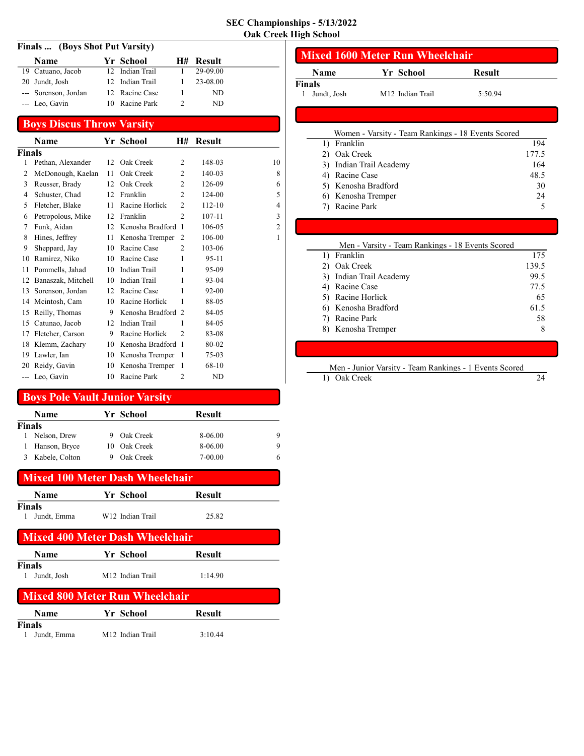## SEC Championships - 5/13/2022
## Oak Creek High School

### Finals ... (Boys Shot Put Varsity)

| | Name | Yr | School | H# | Result |
|---|---|---|---|---|---|
| 19 | Catuano, Jacob | 12 | Indian Trail | 1 | 29-09.00 |
| 20 | Jundt, Josh | 12 | Indian Trail | 1 | 23-08.00 |
| --- | Sorenson, Jordan | 12 | Racine Case | 1 | ND |
| --- | Leo, Gavin | 10 | Racine Park | 2 | ND |

## Boys Discus Throw Varsity

**Finals**

| | Name | Yr | School | H# | Result | |
|---|---|---|---|---|---|---|
| 1 | Pethan, Alexander | 12 | Oak Creek | 2 | 148-03 | 10 |
| 2 | McDonough, Kaelan | 11 | Oak Creek | 2 | 140-03 | 8 |
| 3 | Reusser, Brady | 12 | Oak Creek | 2 | 126-09 | 6 |
| 4 | Schuster, Chad | 12 | Franklin | 2 | 124-00 | 5 |
| 5 | Fletcher, Blake | 11 | Racine Horlick | 2 | 112-10 | 4 |
| 6 | Petropolous, Mike | 12 | Franklin | 2 | 107-11 | 3 |
| 7 | Funk, Aidan | 12 | Kenosha Bradford | 1 | 106-05 | 2 |
| 8 | Hines, Jeffrey | 11 | Kenosha Tremper | 2 | 106-00 | 1 |
| 9 | Sheppard, Jay | 10 | Racine Case | 2 | 103-06 | |
| 10 | Ramirez, Niko | 10 | Racine Case | 1 | 95-11 | |
| 11 | Pommells, Jahad | 10 | Indian Trail | 1 | 95-09 | |
| 12 | Banaszak, Mitchell | 10 | Indian Trail | 1 | 93-04 | |
| 13 | Sorenson, Jordan | 12 | Racine Case | 1 | 92-00 | |
| 14 | Mcintosh, Cam | 10 | Racine Horlick | 1 | 88-05 | |
| 15 | Reilly, Thomas | 9 | Kenosha Bradford | 2 | 84-05 | |
| 15 | Catunao, Jacob | 12 | Indian Trail | 1 | 84-05 | |
| 17 | Fletcher, Carson | 9 | Racine Horlick | 2 | 83-08 | |
| 18 | Klemm, Zachary | 10 | Kenosha Bradford | 1 | 80-02 | |
| 19 | Lawler, Ian | 10 | Kenosha Tremper | 1 | 75-03 | |
| 20 | Reidy, Gavin | 10 | Kenosha Tremper | 1 | 68-10 | |
| --- | Leo, Gavin | 10 | Racine Park | 2 | ND | |

## Boys Pole Vault Junior Varsity

**Finals**

| | Name | Yr | School | Result | |
|---|---|---|---|---|---|
| 1 | Nelson, Drew | 9 | Oak Creek | 8-06.00 | 9 |
| 1 | Hanson, Bryce | 10 | Oak Creek | 8-06.00 | 9 |
| 3 | Kabele, Colton | 9 | Oak Creek | 7-00.00 | 6 |

## Mixed 100 Meter Dash Wheelchair

**Finals**

| | Name | Yr | School | Result |
|---|---|---|---|---|
| 1 | Jundt, Emma | W12 | Indian Trail | 25.82 |

## Mixed 400 Meter Dash Wheelchair

**Finals**

| | Name | Yr | School | Result |
|---|---|---|---|---|
| 1 | Jundt, Josh | M12 | Indian Trail | 1:14.90 |

## Mixed 800 Meter Run Wheelchair

**Finals**

| | Name | Yr | School | Result |
|---|---|---|---|---|
| 1 | Jundt, Emma | M12 | Indian Trail | 3:10.44 |

## Mixed 1600 Meter Run Wheelchair

**Finals**

| | Name | Yr | School | Result |
|---|---|---|---|---|
| 1 | Jundt, Josh | M12 | Indian Trail | 5:50.94 |

### Women - Varsity - Team Rankings - 18 Events Scored

| | | |
|---|---|---|
| 1) | Franklin | 194 |
| 2) | Oak Creek | 177.5 |
| 3) | Indian Trail Academy | 164 |
| 4) | Racine Case | 48.5 |
| 5) | Kenosha Bradford | 30 |
| 6) | Kenosha Tremper | 24 |
| 7) | Racine Park | 5 |

### Men - Varsity - Team Rankings - 18 Events Scored

| | | |
|---|---|---|
| 1) | Franklin | 175 |
| 2) | Oak Creek | 139.5 |
| 3) | Indian Trail Academy | 99.5 |
| 4) | Racine Case | 77.5 |
| 5) | Racine Horlick | 65 |
| 6) | Kenosha Bradford | 61.5 |
| 7) | Racine Park | 58 |
| 8) | Kenosha Tremper | 8 |

### Men - Junior Varsity - Team Rankings - 1 Events Scored

| | | |
|---|---|---|
| 1) | Oak Creek | 24 |